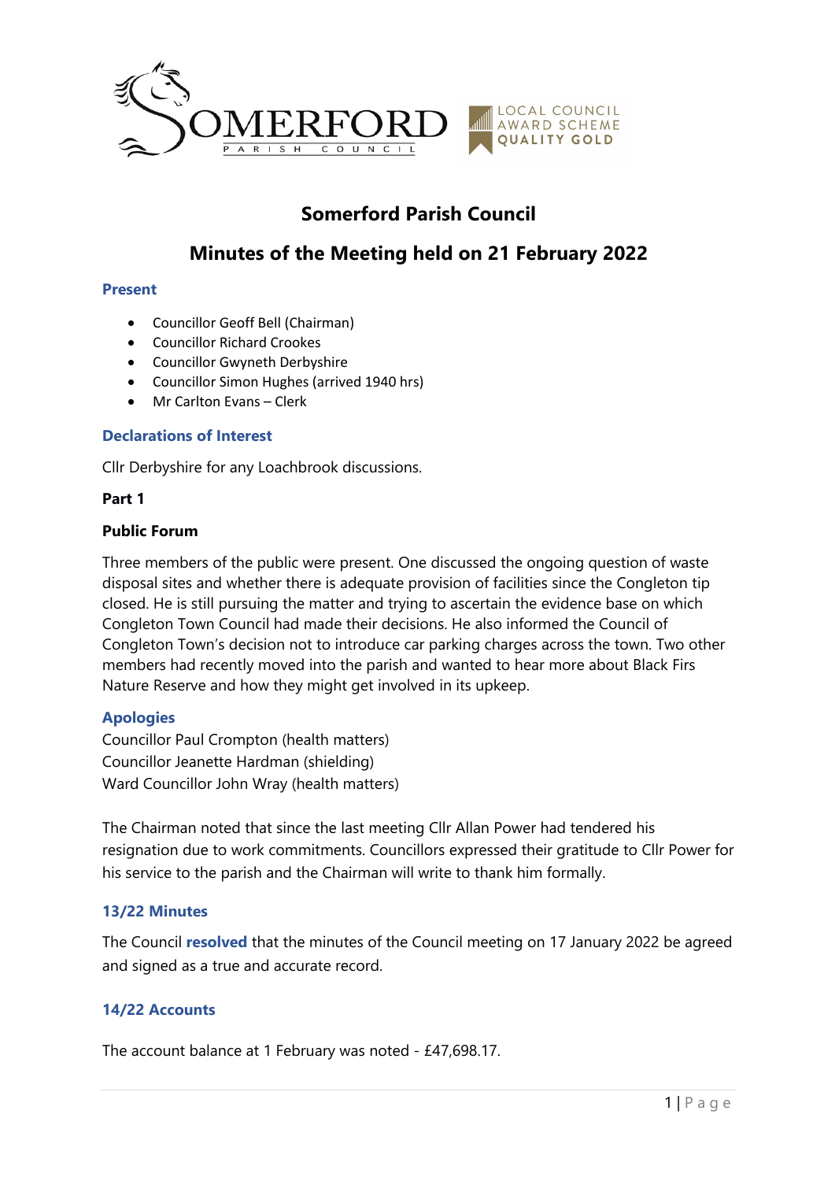# Somerford Parish Council

## Minutes of the Meeting held on 21 February 2022

### Present

- Councillor Geoff Bell (Chairman)
- Councillor Richard Crookes
- Councillor Gwyneth Derbyshire
- Councillor Simon Hughes (arrived 1940 hrs)
- Mr Carlton Evans – Clerk

### Declarations of Interest

Cllr Derbyshire for any Loachbrook discussions.

**Part 1**

**Public Forum**

Three members of the public were present. One discussed the ongoing question of waste disposal sites and whether there is adequate provision of facilities since the Congleton tip closed. He is still pursuing the matter and trying to ascertain the evidence base on which Congleton Town Council had made their decisions. He also informed the Council of Congleton Town's decision not to introduce car parking charges across the town. Two other members had recently moved into the parish and wanted to hear more about Black Firs Nature Reserve and how they might get involved in its upkeep.

### Apologies

Councillor Paul Crompton (health matters)
Councillor Jeanette Hardman (shielding)
Ward Councillor John Wray (health matters)

The Chairman noted that since the last meeting Cllr Allan Power had tendered his resignation due to work commitments. Councillors expressed their gratitude to Cllr Power for his service to the parish and the Chairman will write to thank him formally.

### 13/22 Minutes

The Council **resolved** that the minutes of the Council meeting on 17 January 2022 be agreed and signed as a true and accurate record.

### 14/22 Accounts

The account balance at 1 February was noted - £47,698.17.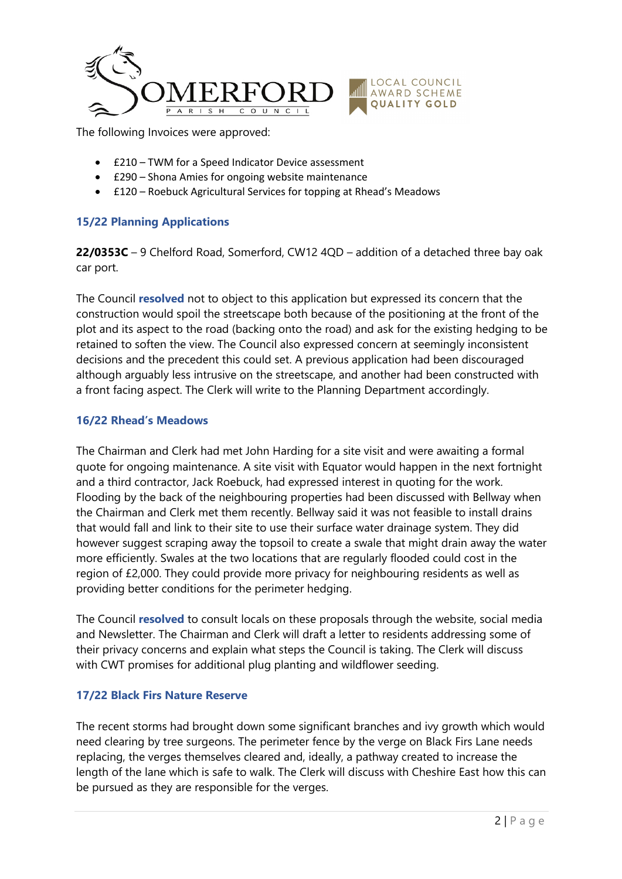The following Invoices were approved:

- £210 – TWM for a Speed Indicator Device assessment
- £290 – Shona Amies for ongoing website maintenance
- £120 – Roebuck Agricultural Services for topping at Rhead's Meadows

### 15/22 Planning Applications

**22/0353C** – 9 Chelford Road, Somerford, CW12 4QD – addition of a detached three bay oak car port.

The Council **resolved** not to object to this application but expressed its concern that the construction would spoil the streetscape both because of the positioning at the front of the plot and its aspect to the road (backing onto the road) and ask for the existing hedging to be retained to soften the view. The Council also expressed concern at seemingly inconsistent decisions and the precedent this could set. A previous application had been discouraged although arguably less intrusive on the streetscape, and another had been constructed with a front facing aspect. The Clerk will write to the Planning Department accordingly.

### 16/22 Rhead's Meadows

The Chairman and Clerk had met John Harding for a site visit and were awaiting a formal quote for ongoing maintenance. A site visit with Equator would happen in the next fortnight and a third contractor, Jack Roebuck, had expressed interest in quoting for the work. Flooding by the back of the neighbouring properties had been discussed with Bellway when the Chairman and Clerk met them recently. Bellway said it was not feasible to install drains that would fall and link to their site to use their surface water drainage system. They did however suggest scraping away the topsoil to create a swale that might drain away the water more efficiently. Swales at the two locations that are regularly flooded could cost in the region of £2,000. They could provide more privacy for neighbouring residents as well as providing better conditions for the perimeter hedging.

The Council **resolved** to consult locals on these proposals through the website, social media and Newsletter. The Chairman and Clerk will draft a letter to residents addressing some of their privacy concerns and explain what steps the Council is taking. The Clerk will discuss with CWT promises for additional plug planting and wildflower seeding.

### 17/22 Black Firs Nature Reserve

The recent storms had brought down some significant branches and ivy growth which would need clearing by tree surgeons. The perimeter fence by the verge on Black Firs Lane needs replacing, the verges themselves cleared and, ideally, a pathway created to increase the length of the lane which is safe to walk. The Clerk will discuss with Cheshire East how this can be pursued as they are responsible for the verges.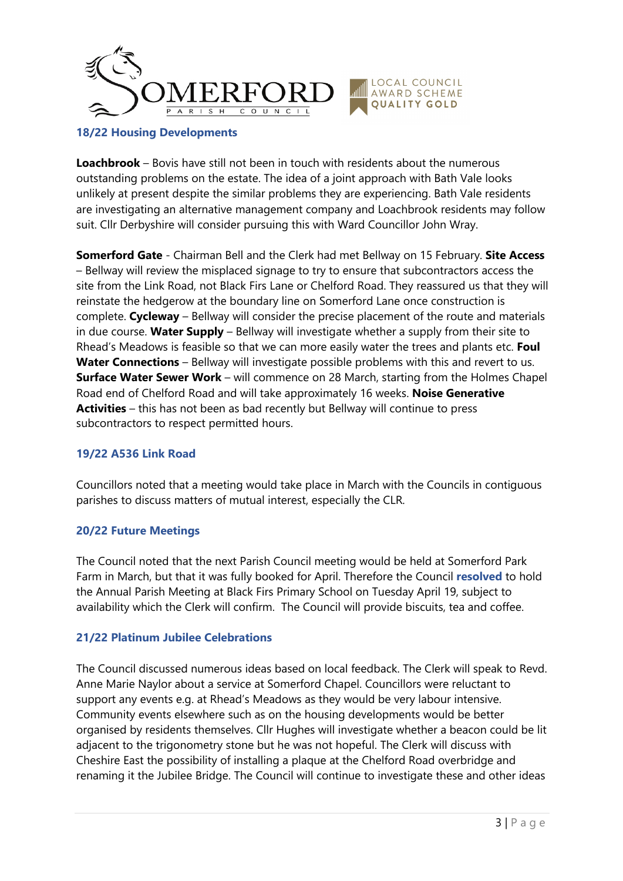### 18/22 Housing Developments

**Loachbrook** – Bovis have still not been in touch with residents about the numerous outstanding problems on the estate. The idea of a joint approach with Bath Vale looks unlikely at present despite the similar problems they are experiencing. Bath Vale residents are investigating an alternative management company and Loachbrook residents may follow suit. Cllr Derbyshire will consider pursuing this with Ward Councillor John Wray.

**Somerford Gate** - Chairman Bell and the Clerk had met Bellway on 15 February. **Site Access** – Bellway will review the misplaced signage to try to ensure that subcontractors access the site from the Link Road, not Black Firs Lane or Chelford Road. They reassured us that they will reinstate the hedgerow at the boundary line on Somerford Lane once construction is complete. **Cycleway** – Bellway will consider the precise placement of the route and materials in due course. **Water Supply** – Bellway will investigate whether a supply from their site to Rhead's Meadows is feasible so that we can more easily water the trees and plants etc. **Foul Water Connections** – Bellway will investigate possible problems with this and revert to us. **Surface Water Sewer Work** – will commence on 28 March, starting from the Holmes Chapel Road end of Chelford Road and will take approximately 16 weeks. **Noise Generative Activities** – this has not been as bad recently but Bellway will continue to press subcontractors to respect permitted hours.

### 19/22 A536 Link Road

Councillors noted that a meeting would take place in March with the Councils in contiguous parishes to discuss matters of mutual interest, especially the CLR.

### 20/22 Future Meetings

The Council noted that the next Parish Council meeting would be held at Somerford Park Farm in March, but that it was fully booked for April. Therefore the Council **resolved** to hold the Annual Parish Meeting at Black Firs Primary School on Tuesday April 19, subject to availability which the Clerk will confirm. The Council will provide biscuits, tea and coffee.

### 21/22 Platinum Jubilee Celebrations

The Council discussed numerous ideas based on local feedback. The Clerk will speak to Revd. Anne Marie Naylor about a service at Somerford Chapel. Councillors were reluctant to support any events e.g. at Rhead's Meadows as they would be very labour intensive. Community events elsewhere such as on the housing developments would be better organised by residents themselves. Cllr Hughes will investigate whether a beacon could be lit adjacent to the trigonometry stone but he was not hopeful. The Clerk will discuss with Cheshire East the possibility of installing a plaque at the Chelford Road overbridge and renaming it the Jubilee Bridge. The Council will continue to investigate these and other ideas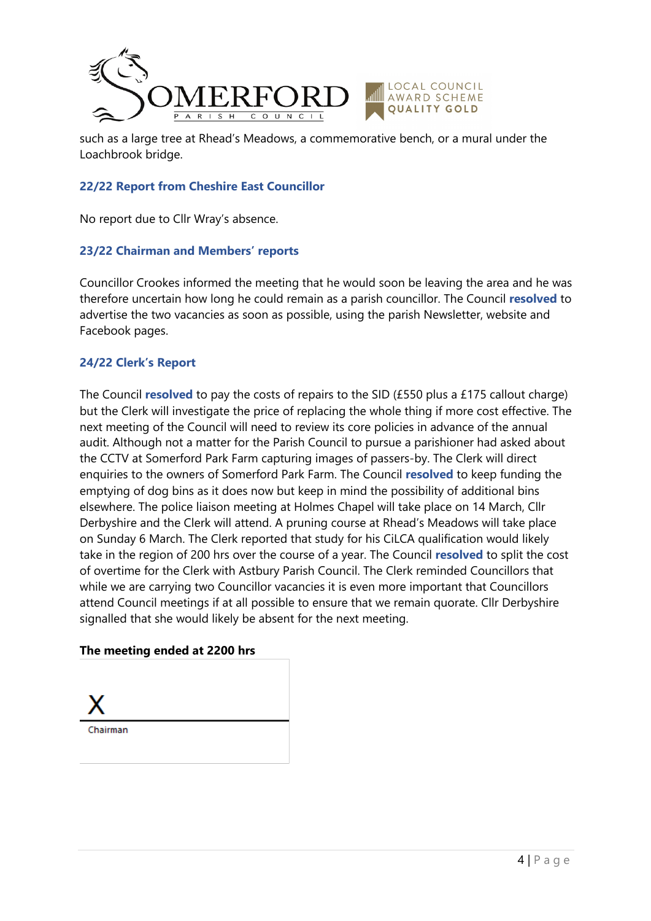such as a large tree at Rhead's Meadows, a commemorative bench, or a mural under the Loachbrook bridge.

### 22/22 Report from Cheshire East Councillor

No report due to Cllr Wray's absence.

### 23/22 Chairman and Members' reports

Councillor Crookes informed the meeting that he would soon be leaving the area and he was therefore uncertain how long he could remain as a parish councillor. The Council **resolved** to advertise the two vacancies as soon as possible, using the parish Newsletter, website and Facebook pages.

### 24/22 Clerk's Report

The Council **resolved** to pay the costs of repairs to the SID (£550 plus a £175 callout charge) but the Clerk will investigate the price of replacing the whole thing if more cost effective. The next meeting of the Council will need to review its core policies in advance of the annual audit. Although not a matter for the Parish Council to pursue a parishioner had asked about the CCTV at Somerford Park Farm capturing images of passers-by. The Clerk will direct enquiries to the owners of Somerford Park Farm. The Council **resolved** to keep funding the emptying of dog bins as it does now but keep in mind the possibility of additional bins elsewhere. The police liaison meeting at Holmes Chapel will take place on 14 March, Cllr Derbyshire and the Clerk will attend. A pruning course at Rhead's Meadows will take place on Sunday 6 March. The Clerk reported that study for his CiLCA qualification would likely take in the region of 200 hrs over the course of a year. The Council **resolved** to split the cost of overtime for the Clerk with Astbury Parish Council. The Clerk reminded Councillors that while we are carrying two Councillor vacancies it is even more important that Councillors attend Council meetings if at all possible to ensure that we remain quorate. Cllr Derbyshire signalled that she would likely be absent for the next meeting.

**The meeting ended at 2200 hrs**

X

Chairman